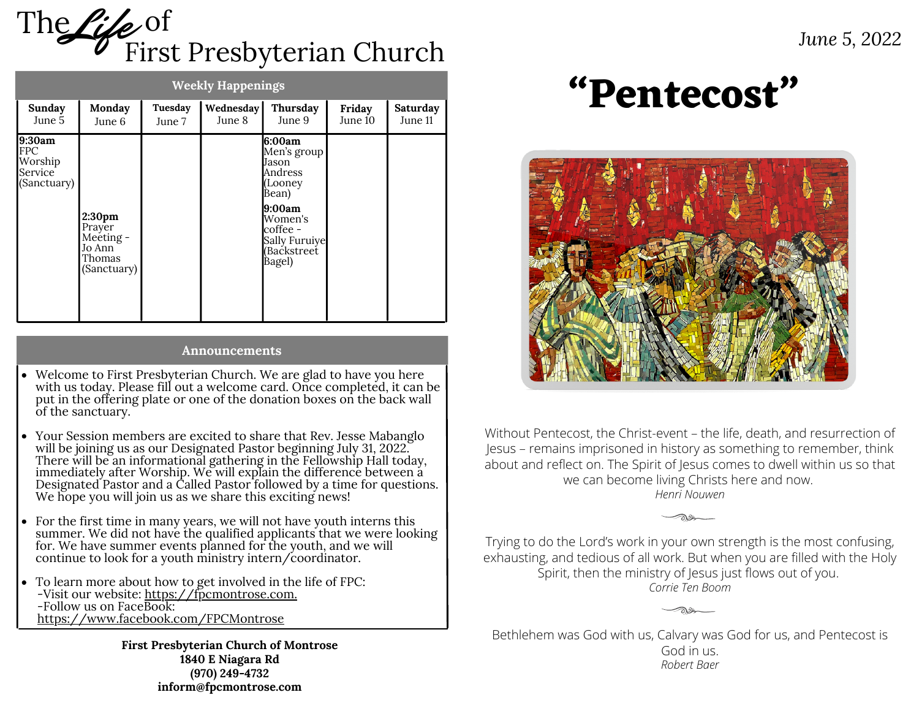# The *Life* of First Presbyterian Church

June 5, 2022

## Weekly Happenings

| Sunday June 5 | Monday June 6 | Tuesday June 7 | Wednesday June 8 | Thursday June 9 | Friday June 10 | Saturday June 11 |
|---|---|---|---|---|---|---|
| **9:30am** FPC Worship Service (Sanctuary) | **2:30pm** Prayer Meeting - Jo Ann Thomas (Sanctuary) | | | **6:00am** Men's group Jason Andress (Looney Bean) **9:00am** Women's coffee - Sally Furuiye (Backstreet Bagel) | | |

## Announcements

- Welcome to First Presbyterian Church. We are glad to have you here with us today. Please fill out a welcome card. Once completed, it can be put in the offering plate or one of the donation boxes on the back wall of the sanctuary.
- Your Session members are excited to share that Rev. Jesse Mabanglo will be joining us as our Designated Pastor beginning July 31, 2022. There will be an informational gathering in the Fellowship Hall today, immediately after Worship. We will explain the difference between a Designated Pastor and a Called Pastor followed by a time for questions. We hope you will join us as we share this exciting news!
- For the first time in many years, we will not have youth interns this summer. We did not have the qualified applicants that we were looking for. We have summer events planned for the youth, and we will continue to look for a youth ministry intern/coordinator.
- To learn more about how to get involved in the life of FPC:
  -Visit our website: https://fpcmontrose.com.
  -Follow us on FaceBook:
  https://www.facebook.com/FPCMontrose

**First Presbyterian Church of Montrose**
**1840 E Niagara Rd**
**(970) 249-4732**
**inform@fpcmontrose.com**

# "Pentecost"

Without Pentecost, the Christ-event – the life, death, and resurrection of Jesus – remains imprisoned in history as something to remember, think about and reflect on. The Spirit of Jesus comes to dwell within us so that we can become living Christs here and now.

*Henri Nouwen*

Trying to do the Lord's work in your own strength is the most confusing, exhausting, and tedious of all work. But when you are filled with the Holy Spirit, then the ministry of Jesus just flows out of you.

*Corrie Ten Boom*

Bethlehem was God with us, Calvary was God for us, and Pentecost is God in us.

*Robert Baer*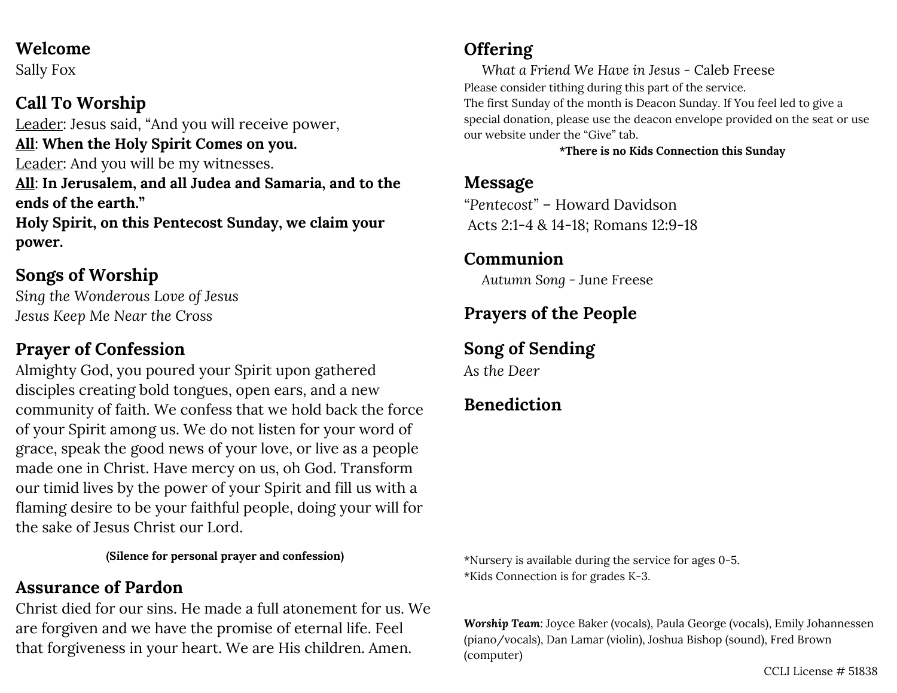## Welcome
Sally Fox

## Call To Worship
Leader: Jesus said, "And you will receive power,
**All: When the Holy Spirit Comes on you.**
Leader: And you will be my witnesses.
**All: In Jerusalem, and all Judea and Samaria, and to the ends of the earth."**
**Holy Spirit, on this Pentecost Sunday, we claim your power.**

## Songs of Worship
*Sing the Wonderous Love of Jesus*
*Jesus Keep Me Near the Cross*

## Prayer of Confession
Almighty God, you poured your Spirit upon gathered disciples creating bold tongues, open ears, and a new community of faith. We confess that we hold back the force of your Spirit among us. We do not listen for your word of grace, speak the good news of your love, or live as a people made one in Christ. Have mercy on us, oh God. Transform our timid lives by the power of your Spirit and fill us with a flaming desire to be your faithful people, doing your will for the sake of Jesus Christ our Lord.

**(Silence for personal prayer and confession)**

## Assurance of Pardon
Christ died for our sins. He made a full atonement for us. We are forgiven and we have the promise of eternal life. Feel that forgiveness in your heart. We are His children. Amen.

## Offering
*What a Friend We Have in Jesus* - Caleb Freese
Please consider tithing during this part of the service.
The first Sunday of the month is Deacon Sunday. If You feel led to give a special donation, please use the deacon envelope provided on the seat or use our website under the "Give" tab.

**\*There is no Kids Connection this Sunday**

## Message
"*Pentecost*" – Howard Davidson
Acts 2:1-4 & 14-18; Romans 12:9-18

## Communion
*Autumn Song* - June Freese

## Prayers of the People

## Song of Sending
*As the Deer*

## Benediction

*Nursery is available during the service for ages 0-5.
*Kids Connection is for grades K-3.

***Worship Team***: Joyce Baker (vocals), Paula George (vocals), Emily Johannessen (piano/vocals), Dan Lamar (violin), Joshua Bishop (sound), Fred Brown (computer)

CCLI License # 51838